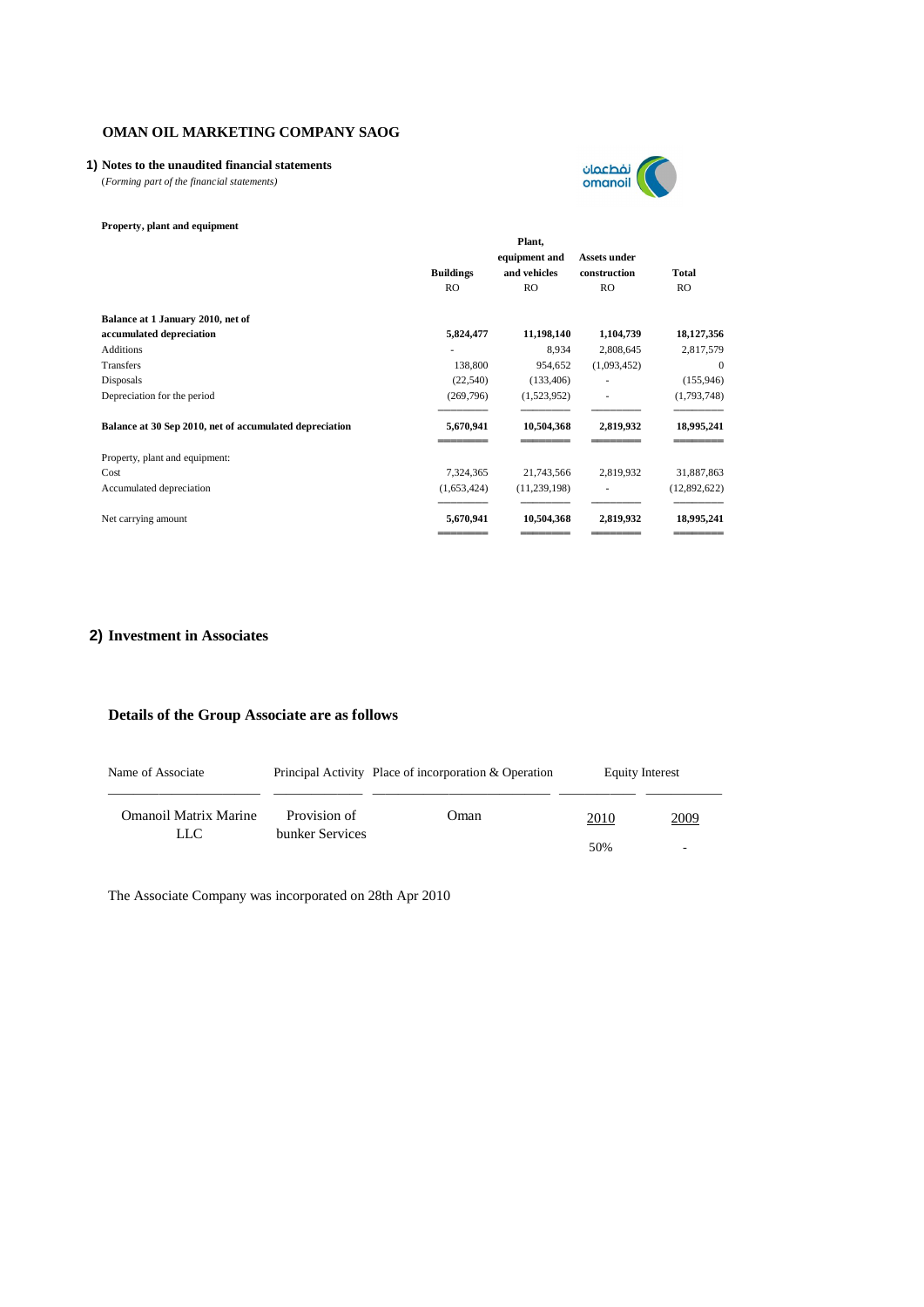# OMAN OIL MARKETING COMPANY SAOG

## 1) Notes to the unaudited financial statements

(*Forming part of the financial statements)*

**Property, plant and equipment**

| | Buildings | Plant, equipment and and vehicles | Assets under construction | Total |
|---|---|---|---|---|
| | RO | RO | RO | RO |
| **Balance at 1 January 2010, net of accumulated depreciation** | **5,824,477** | **11,198,140** | **1,104,739** | **18,127,356** |
| Additions | - | 8,934 | 2,808,645 | 2,817,579 |
| Transfers | 138,800 | 954,652 | (1,093,452) | 0 |
| Disposals | (22,540) | (133,406) | - | (155,946) |
| Depreciation for the period | (269,796) | (1,523,952) | - | (1,793,748) |
| **Balance at 30 Sep 2010, net of accumulated depreciation** | **5,670,941** | **10,504,368** | **2,819,932** | **18,995,241** |
| Property, plant and equipment: | | | | |
| Cost | 7,324,365 | 21,743,566 | 2,819,932 | 31,887,863 |
| Accumulated depreciation | (1,653,424) | (11,239,198) | - | (12,892,622) |
| Net carrying amount | **5,670,941** | **10,504,368** | **2,819,932** | **18,995,241** |

## 2) Investment in Associates

### Details of the Group Associate are as follows

| Name of Associate | Principal Activity | Place of incorporation & Operation | Equity Interest | |
|---|---|---|---|---|
| | | | 2010 | 2009 |
| Omanoil Matrix Marine LLC | Provision of bunker Services | Oman | 50% | - |

The Associate Company was incorporated on 28th Apr 2010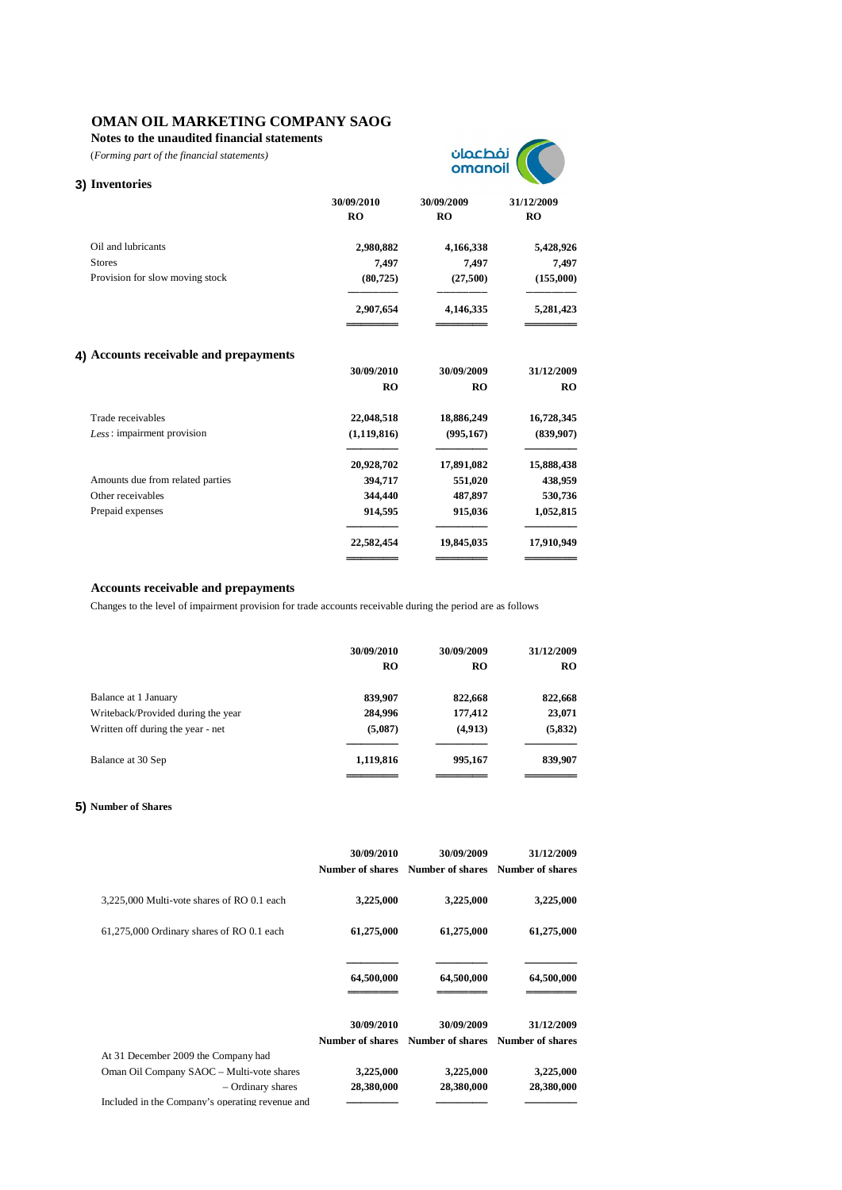# OMAN OIL MARKETING COMPANY SAOG

**Notes to the unaudited financial statements**

(*Forming part of the financial statements)*

## 3) Inventories

| | 30/09/2010 RO | 30/09/2009 RO | 31/12/2009 RO |
|---|---|---|---|
| Oil and lubricants | 2,980,882 | 4,166,338 | 5,428,926 |
| Stores | 7,497 | 7,497 | 7,497 |
| Provision for slow moving stock | (80,725) | (27,500) | (155,000) |
| | 2,907,654 | 4,146,335 | 5,281,423 |

## 4) Accounts receivable and prepayments

| | 30/09/2010 RO | 30/09/2009 RO | 31/12/2009 RO |
|---|---|---|---|
| Trade receivables | 22,048,518 | 18,886,249 | 16,728,345 |
| *Less*: impairment provision | (1,119,816) | (995,167) | (839,907) |
| | 20,928,702 | 17,891,082 | 15,888,438 |
| Amounts due from related parties | 394,717 | 551,020 | 438,959 |
| Other receivables | 344,440 | 487,897 | 530,736 |
| Prepaid expenses | 914,595 | 915,036 | 1,052,815 |
| | 22,582,454 | 19,845,035 | 17,910,949 |

### Accounts receivable and prepayments

Changes to the level of impairment provision for trade accounts receivable during the period are as follows

| | 30/09/2010 RO | 30/09/2009 RO | 31/12/2009 RO |
|---|---|---|---|
| Balance at 1 January | 839,907 | 822,668 | 822,668 |
| Writeback/Provided during the year | 284,996 | 177,412 | 23,071 |
| Written off during the year - net | (5,087) | (4,913) | (5,832) |
| Balance at 30 Sep | 1,119,816 | 995,167 | 839,907 |

## 5) Number of Shares

| | 30/09/2010 Number of shares | 30/09/2009 Number of shares | 31/12/2009 Number of shares |
|---|---|---|---|
| 3,225,000 Multi-vote shares of RO 0.1 each | 3,225,000 | 3,225,000 | 3,225,000 |
| 61,275,000 Ordinary shares of RO 0.1 each | 61,275,000 | 61,275,000 | 61,275,000 |
| | 64,500,000 | 64,500,000 | 64,500,000 |

| | 30/09/2010 Number of shares | 30/09/2009 Number of shares | 31/12/2009 Number of shares |
|---|---|---|---|
| At 31 December 2009 the Company had | | | |
| Oman Oil Company SAOC – Multi-vote shares | 3,225,000 | 3,225,000 | 3,225,000 |
| – Ordinary shares | 28,380,000 | 28,380,000 | 28,380,000 |
| Included in the Company's operating revenue and | | | |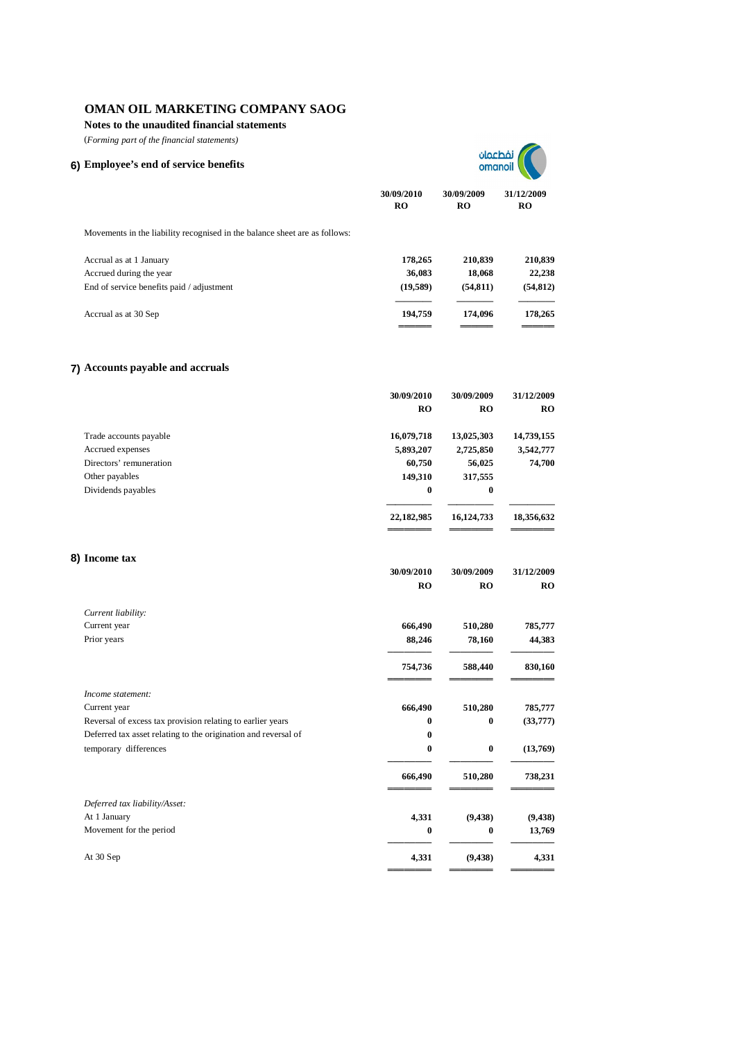# OMAN OIL MARKETING COMPANY SAOG

**Notes to the unaudited financial statements**

(*Forming part of the financial statements)*

## 6) Employee's end of service benefits

| | 30/09/2010 RO | 30/09/2009 RO | 31/12/2009 RO |
|---|---|---|---|
| Movements in the liability recognised in the balance sheet are as follows: | | | |
| Accrual as at 1 January | 178,265 | 210,839 | 210,839 |
| Accrued during the year | 36,083 | 18,068 | 22,238 |
| End of service benefits paid / adjustment | (19,589) | (54,811) | (54,812) |
| Accrual as at 30 Sep | 194,759 | 174,096 | 178,265 |

## 7) Accounts payable and accruals

| | 30/09/2010 RO | 30/09/2009 RO | 31/12/2009 RO |
|---|---|---|---|
| Trade accounts payable | 16,079,718 | 13,025,303 | 14,739,155 |
| Accrued expenses | 5,893,207 | 2,725,850 | 3,542,777 |
| Directors' remuneration | 60,750 | 56,025 | 74,700 |
| Other payables | 149,310 | 317,555 | |
| Dividends payables | 0 | 0 | |
| | 22,182,985 | 16,124,733 | 18,356,632 |

## 8) Income tax

| | 30/09/2010 RO | 30/09/2009 RO | 31/12/2009 RO |
|---|---|---|---|
| *Current liability:* | | | |
| Current year | 666,490 | 510,280 | 785,777 |
| Prior years | 88,246 | 78,160 | 44,383 |
| | 754,736 | 588,440 | 830,160 |
| *Income statement:* | | | |
| Current year | 666,490 | 510,280 | 785,777 |
| Reversal of excess tax provision relating to earlier years | 0 | 0 | (33,777) |
| Deferred tax asset relating to the origination and reversal of | 0 | | |
| temporary differences | 0 | 0 | (13,769) |
| | 666,490 | 510,280 | 738,231 |
| *Deferred tax liability/Asset:* | | | |
| At 1 January | 4,331 | (9,438) | (9,438) |
| Movement for the period | 0 | 0 | 13,769 |
| At 30 Sep | 4,331 | (9,438) | 4,331 |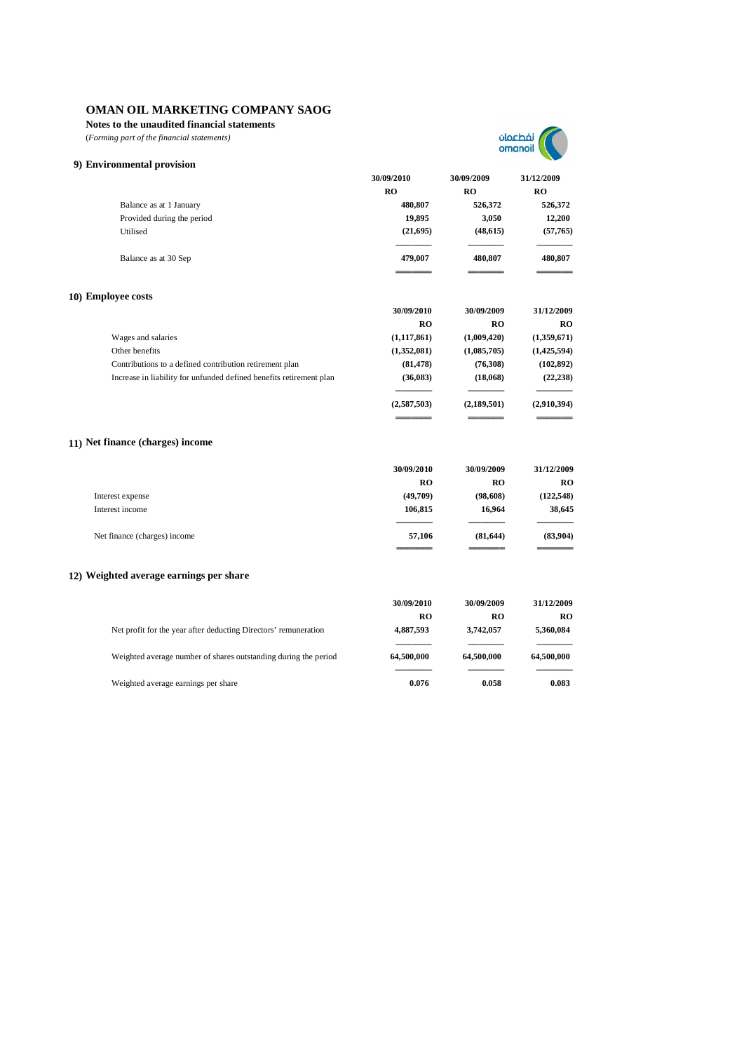# OMAN OIL MARKETING COMPANY SAOG

**Notes to the unaudited financial statements**

*(Forming part of the financial statements)*

## 9) Environmental provision

| | 30/09/2010 | 30/09/2009 | 31/12/2009 |
|---|---|---|---|
| | RO | RO | RO |
| Balance as at 1 January | 480,807 | 526,372 | 526,372 |
| Provided during the period | 19,895 | 3,050 | 12,200 |
| Utilised | (21,695) | (48,615) | (57,765) |
| Balance as at 30 Sep | 479,007 | 480,807 | 480,807 |

## 10) Employee costs

| | 30/09/2010 | 30/09/2009 | 31/12/2009 |
|---|---|---|---|
| | RO | RO | RO |
| Wages and salaries | (1,117,861) | (1,009,420) | (1,359,671) |
| Other benefits | (1,352,081) | (1,085,705) | (1,425,594) |
| Contributions to a defined contribution retirement plan | (81,478) | (76,308) | (102,892) |
| Increase in liability for unfunded defined benefits retirement plan | (36,083) | (18,068) | (22,238) |
| | (2,587,503) | (2,189,501) | (2,910,394) |

## 11) Net finance (charges) income

| | 30/09/2010 | 30/09/2009 | 31/12/2009 |
|---|---|---|---|
| | RO | RO | RO |
| Interest expense | (49,709) | (98,608) | (122,548) |
| Interest income | 106,815 | 16,964 | 38,645 |
| Net finance (charges) income | 57,106 | (81,644) | (83,904) |

## 12) Weighted average earnings per share

| | 30/09/2010 | 30/09/2009 | 31/12/2009 |
|---|---|---|---|
| | RO | RO | RO |
| Net profit for the year after deducting Directors' remuneration | 4,887,593 | 3,742,057 | 5,360,084 |
| Weighted average number of shares outstanding during the period | 64,500,000 | 64,500,000 | 64,500,000 |
| Weighted average earnings per share | 0.076 | 0.058 | 0.083 |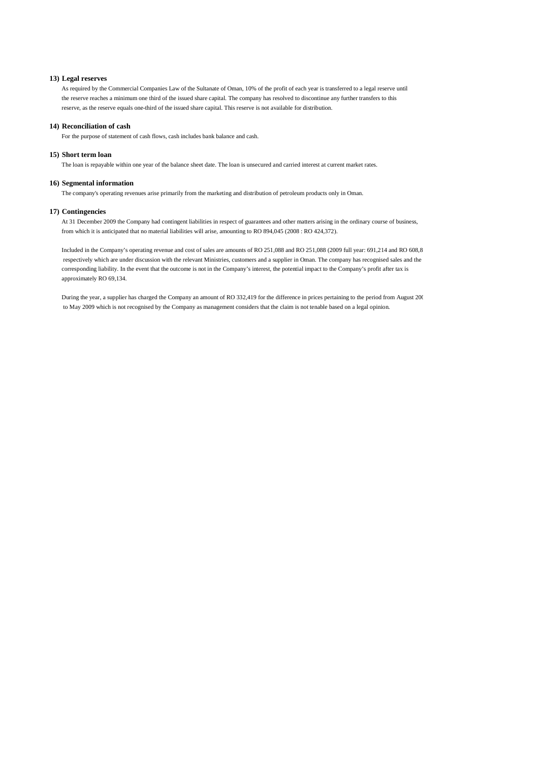### 13) Legal reserves

As required by the Commercial Companies Law of the Sultanate of Oman, 10% of the profit of each year is transferred to a legal reserve until the reserve reaches a minimum one third of the issued share capital. The company has resolved to discontinue any further transfers to this reserve, as the reserve equals one-third of the issued share capital. This reserve is not available for distribution.

### 14) Reconciliation of cash

For the purpose of statement of cash flows, cash includes bank balance and cash.

### 15) Short term loan

The loan is repayable within one year of the balance sheet date. The loan is unsecured and carried interest at current market rates.

### 16) Segmental information

The company's operating revenues arise primarily from the marketing and distribution of petroleum products only in Oman.

### 17) Contingencies

At 31 December 2009 the Company had contingent liabilities in respect of guarantees and other matters arising in the ordinary course of business, from which it is anticipated that no material liabilities will arise, amounting to RO 894,045 (2008 : RO 424,372).

Included in the Company's operating revenue and cost of sales are amounts of RO 251,088 and RO 251,088 (2009 full year: 691,214 and RO 608,8 respectively which are under discussion with the relevant Ministries, customers and a supplier in Oman. The company has recognised sales and the corresponding liability. In the event that the outcome is not in the Company's interest, the potential impact to the Company's profit after tax is approximately RO 69,134.

During the year, a supplier has charged the Company an amount of RO 332,419 for the difference in prices pertaining to the period from August 20( to May 2009 which is not recognised by the Company as management considers that the claim is not tenable based on a legal opinion.